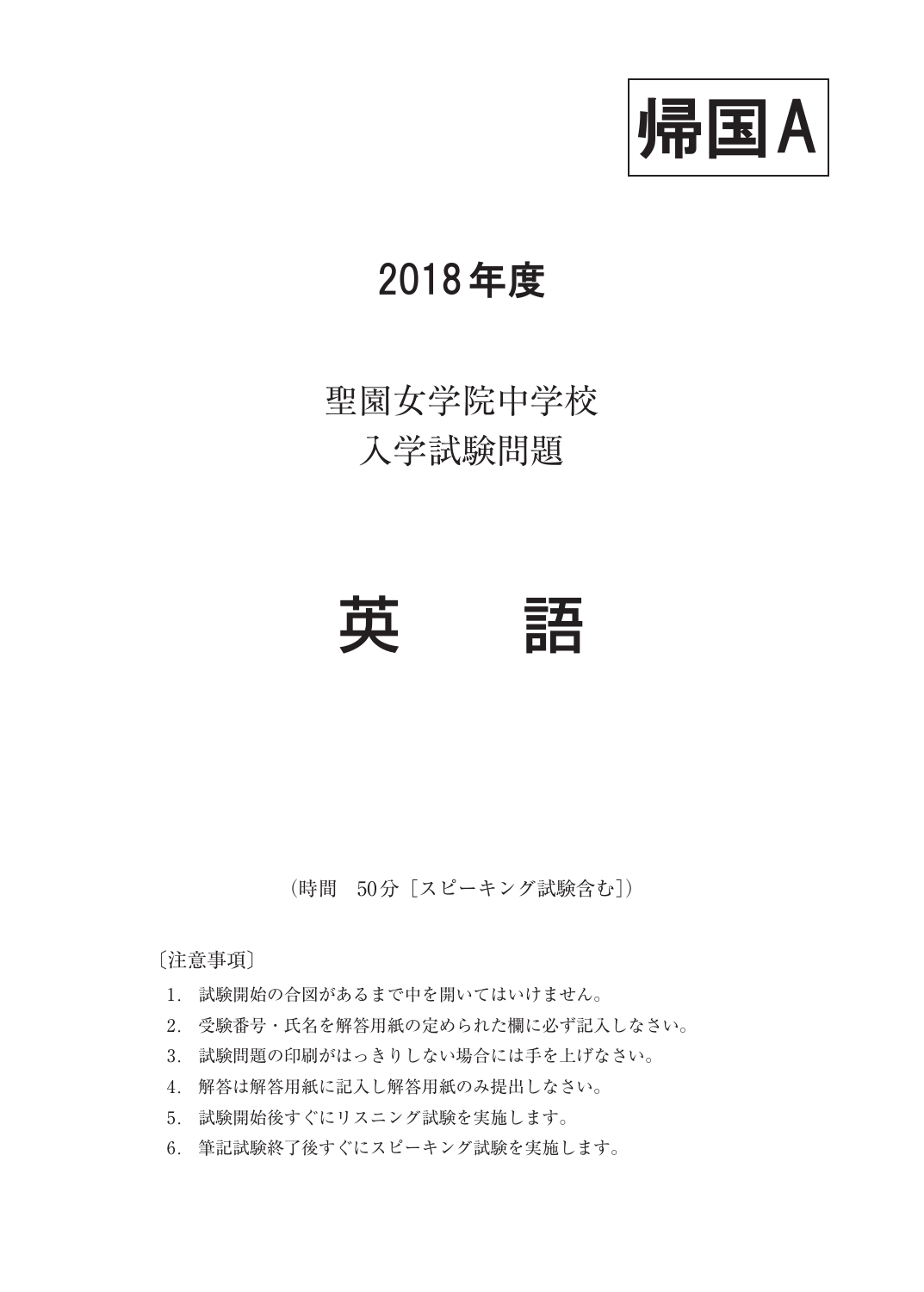**帰国A**

# 2018年度

## 聖園女学院中学校
## 入学試験問題

# 英　　語

（時間　50分［スピーキング試験含む］）

〔注意事項〕

1. 試験開始の合図があるまで中を開いてはいけません。
2. 受験番号・氏名を解答用紙の定められた欄に必ず記入しなさい。
3. 試験問題の印刷がはっきりしない場合には手を上げなさい。
4. 解答は解答用紙に記入し解答用紙のみ提出しなさい。
5. 試験開始後すぐにリスニング試験を実施します。
6. 筆記試験終了後すぐにスピーキング試験を実施します。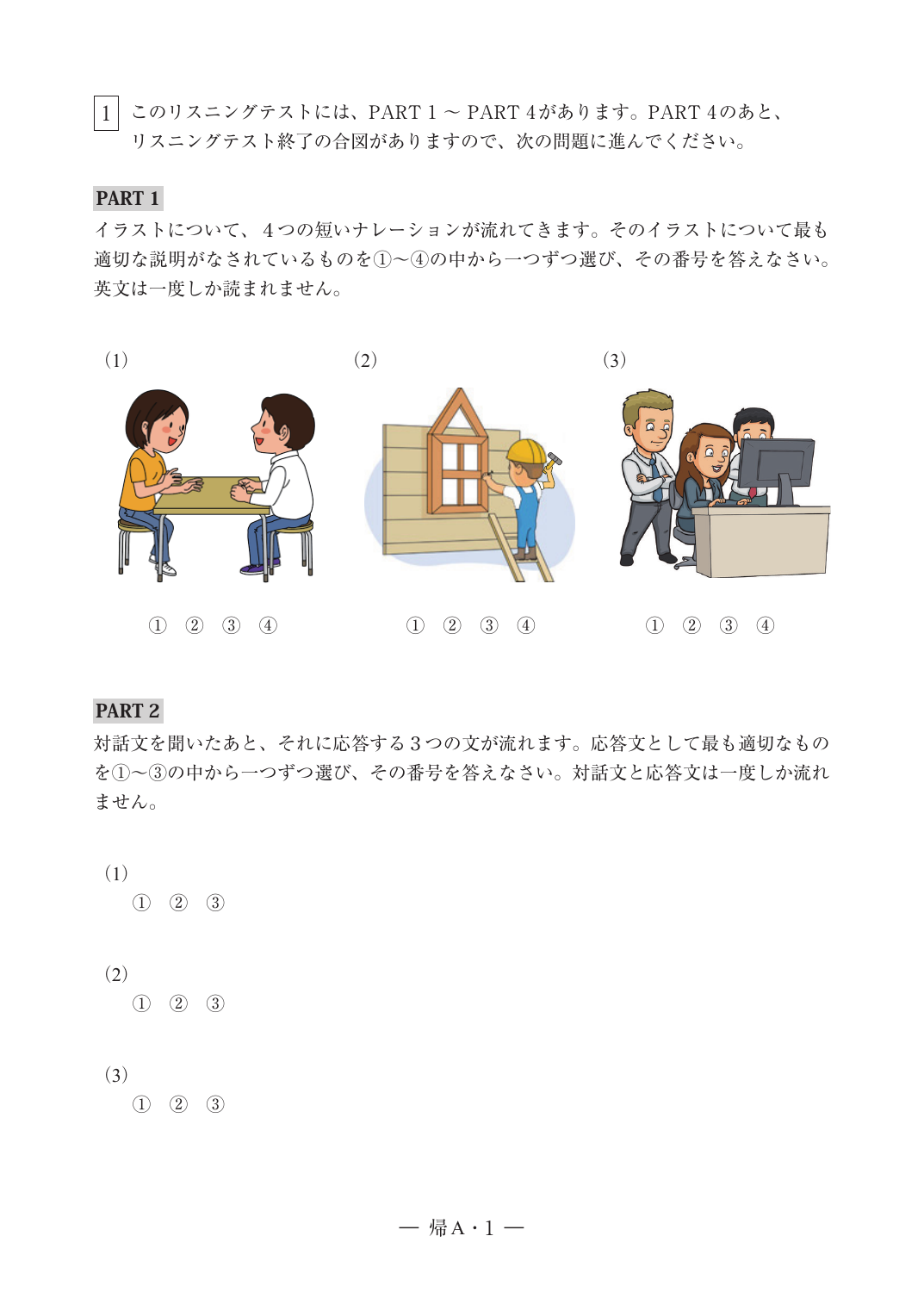1 このリスニングテストには、PART 1 ～ PART 4があります。PART 4のあと、リスニングテスト終了の合図がありますので、次の問題に進んでください。

**PART 1**

イラストについて、４つの短いナレーションが流れてきます。そのイラストについて最も適切な説明がなされているものを①～④の中から一つずつ選び、その番号を答えなさい。英文は一度しか読まれません。

(1)

① ② ③ ④

(2)

① ② ③ ④

(3)

① ② ③ ④

**PART 2**

対話文を聞いたあと、それに応答する３つの文が流れます。応答文として最も適切なものを①～③の中から一つずつ選び、その番号を答えなさい。対話文と応答文は一度しか流れません。

(1)
① ② ③

(2)
① ② ③

(3)
① ② ③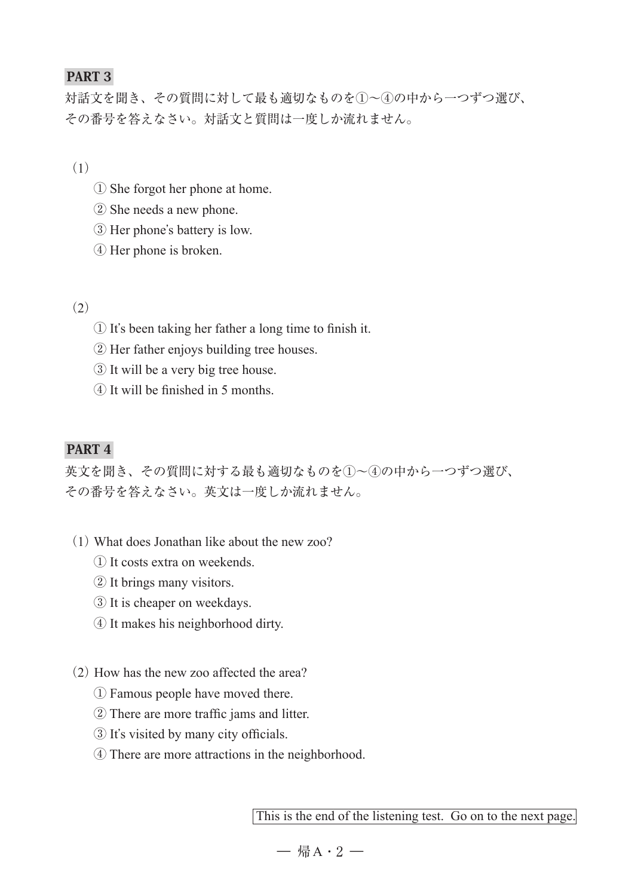**PART 3**

対話文を聞き、その質問に対して最も適切なものを①～④の中から一つずつ選び、その番号を答えなさい。対話文と質問は一度しか流れません。

（1）

① She forgot her phone at home.
② She needs a new phone.
③ Her phone's battery is low.
④ Her phone is broken.

（2）

① It's been taking her father a long time to finish it.
② Her father enjoys building tree houses.
③ It will be a very big tree house.
④ It will be finished in 5 months.

**PART 4**

英文を聞き、その質問に対する最も適切なものを①～④の中から一つずつ選び、その番号を答えなさい。英文は一度しか流れません。

（1）What does Jonathan like about the new zoo?

① It costs extra on weekends.
② It brings many visitors.
③ It is cheaper on weekdays.
④ It makes his neighborhood dirty.

（2）How has the new zoo affected the area?

① Famous people have moved there.
② There are more traffic jams and litter.
③ It's visited by many city officials.
④ There are more attractions in the neighborhood.

This is the end of the listening test. Go on to the next page.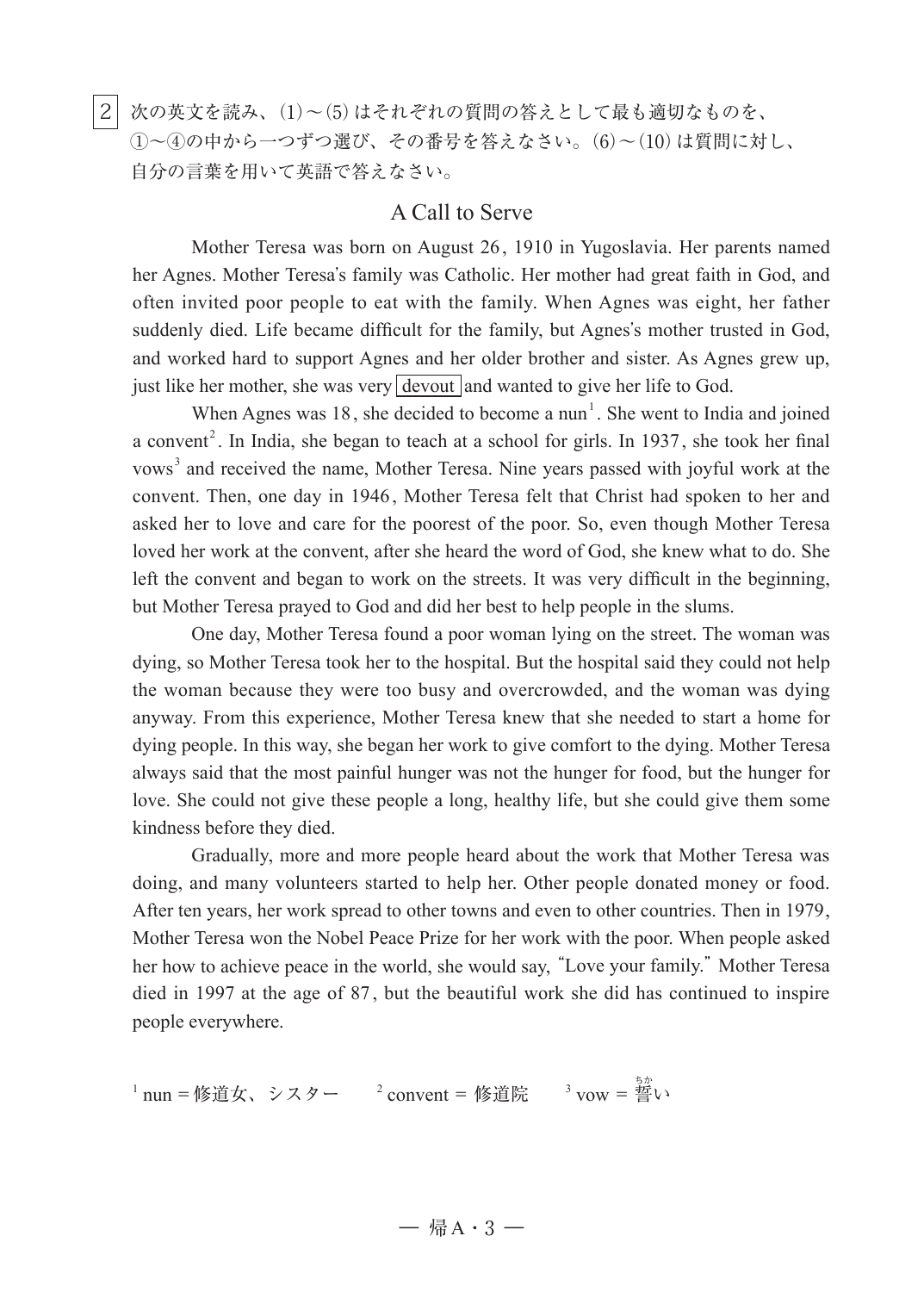2 次の英文を読み、(1)～(5) はそれぞれの質問の答えとして最も適切なものを、①～④の中から一つずつ選び、その番号を答えなさい。(6)～(10) は質問に対し、自分の言葉を用いて英語で答えなさい。

## A Call to Serve

Mother Teresa was born on August 26, 1910 in Yugoslavia. Her parents named her Agnes. Mother Teresa's family was Catholic. Her mother had great faith in God, and often invited poor people to eat with the family. When Agnes was eight, her father suddenly died. Life became difficult for the family, but Agnes's mother trusted in God, and worked hard to support Agnes and her older brother and sister. As Agnes grew up, just like her mother, she was very devout and wanted to give her life to God.

When Agnes was 18, she decided to become a nun[1]. She went to India and joined a convent[2]. In India, she began to teach at a school for girls. In 1937, she took her final vows[3] and received the name, Mother Teresa. Nine years passed with joyful work at the convent. Then, one day in 1946, Mother Teresa felt that Christ had spoken to her and asked her to love and care for the poorest of the poor. So, even though Mother Teresa loved her work at the convent, after she heard the word of God, she knew what to do. She left the convent and began to work on the streets. It was very difficult in the beginning, but Mother Teresa prayed to God and did her best to help people in the slums.

One day, Mother Teresa found a poor woman lying on the street. The woman was dying, so Mother Teresa took her to the hospital. But the hospital said they could not help the woman because they were too busy and overcrowded, and the woman was dying anyway. From this experience, Mother Teresa knew that she needed to start a home for dying people. In this way, she began her work to give comfort to the dying. Mother Teresa always said that the most painful hunger was not the hunger for food, but the hunger for love. She could not give these people a long, healthy life, but she could give them some kindness before they died.

Gradually, more and more people heard about the work that Mother Teresa was doing, and many volunteers started to help her. Other people donated money or food. After ten years, her work spread to other towns and even to other countries. Then in 1979, Mother Teresa won the Nobel Peace Prize for her work with the poor. When people asked her how to achieve peace in the world, she would say, "Love your family." Mother Teresa died in 1997 at the age of 87, but the beautiful work she did has continued to inspire people everywhere.

[1] nun = 修道女、シスター　[2] convent = 修道院　[3] vow = 誓い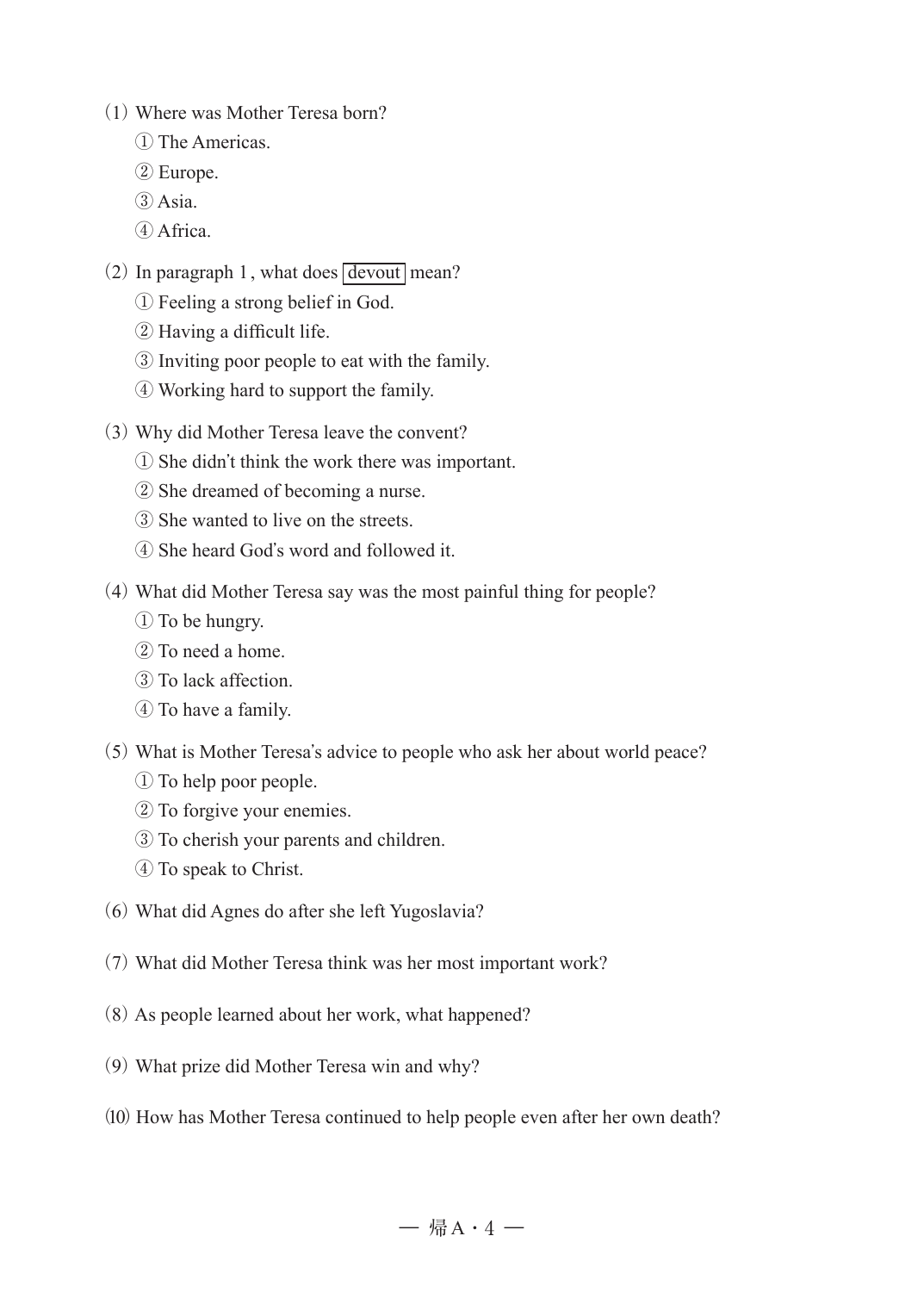(1) Where was Mother Teresa born?

① The Americas.

② Europe.

③ Asia.

④ Africa.

(2) In paragraph 1, what does devout mean?

① Feeling a strong belief in God.

② Having a difficult life.

③ Inviting poor people to eat with the family.

④ Working hard to support the family.

(3) Why did Mother Teresa leave the convent?

① She didn't think the work there was important.

② She dreamed of becoming a nurse.

③ She wanted to live on the streets.

④ She heard God's word and followed it.

(4) What did Mother Teresa say was the most painful thing for people?

① To be hungry.

② To need a home.

③ To lack affection.

④ To have a family.

(5) What is Mother Teresa's advice to people who ask her about world peace?

① To help poor people.

② To forgive your enemies.

③ To cherish your parents and children.

④ To speak to Christ.

(6) What did Agnes do after she left Yugoslavia?

(7) What did Mother Teresa think was her most important work?

(8) As people learned about her work, what happened?

(9) What prize did Mother Teresa win and why?

(10) How has Mother Teresa continued to help people even after her own death?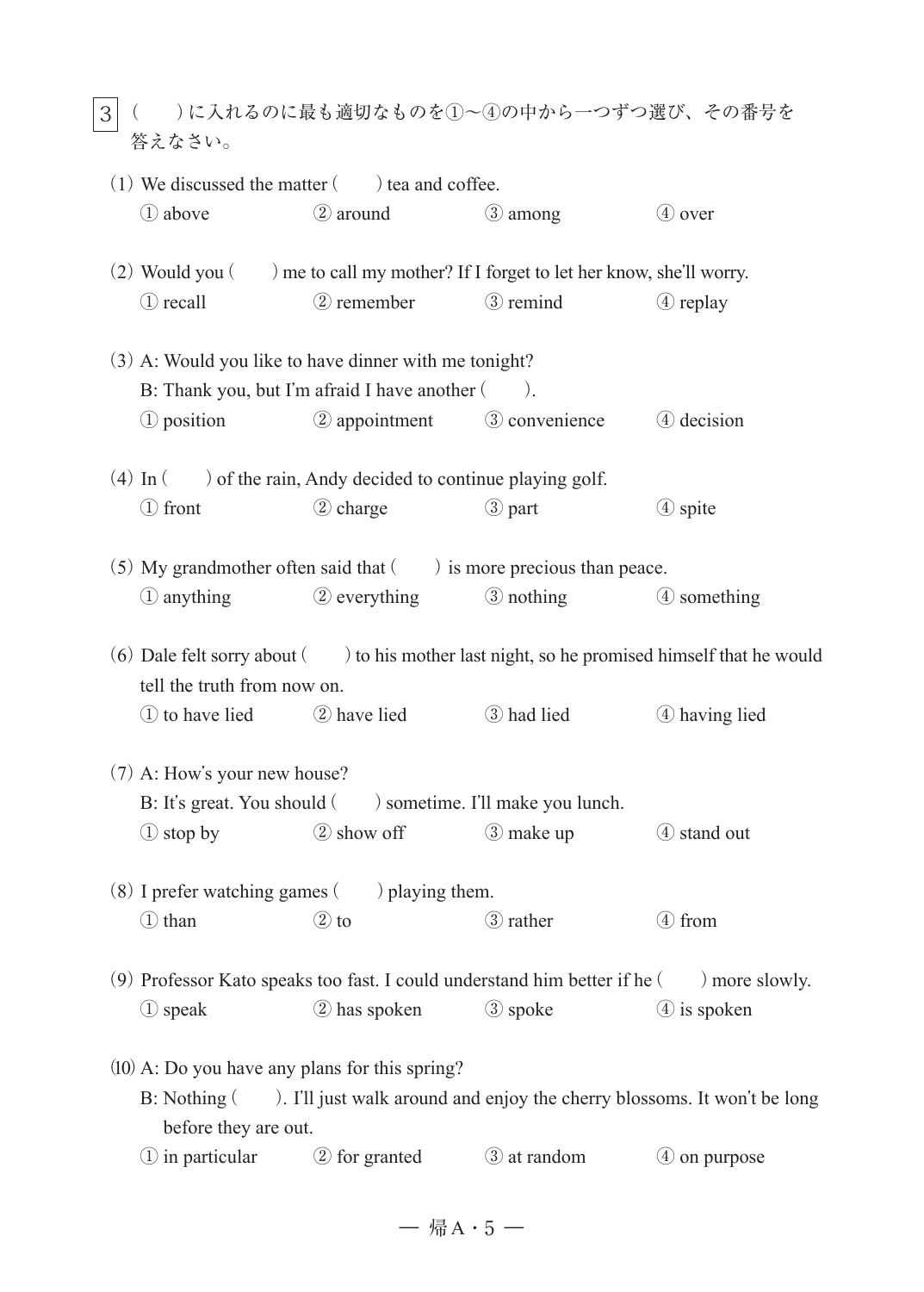3 (　　) に入れるのに最も適切なものを①～④の中から一つずつ選び、その番号を答えなさい。

(1) We discussed the matter (　　) tea and coffee.
① above　　② around　　③ among　　④ over

(2) Would you (　　) me to call my mother? If I forget to let her know, she'll worry.
① recall　　② remember　　③ remind　　④ replay

(3) A: Would you like to have dinner with me tonight?
B: Thank you, but I'm afraid I have another (　　).
① position　　② appointment　　③ convenience　　④ decision

(4) In (　　) of the rain, Andy decided to continue playing golf.
① front　　② charge　　③ part　　④ spite

(5) My grandmother often said that (　　) is more precious than peace.
① anything　　② everything　　③ nothing　　④ something

(6) Dale felt sorry about (　　) to his mother last night, so he promised himself that he would tell the truth from now on.
① to have lied　　② have lied　　③ had lied　　④ having lied

(7) A: How's your new house?
B: It's great. You should (　　) sometime. I'll make you lunch.
① stop by　　② show off　　③ make up　　④ stand out

(8) I prefer watching games (　　) playing them.
① than　　② to　　③ rather　　④ from

(9) Professor Kato speaks too fast. I could understand him better if he (　　) more slowly.
① speak　　② has spoken　　③ spoke　　④ is spoken

(10) A: Do you have any plans for this spring?
B: Nothing (　　). I'll just walk around and enjoy the cherry blossoms. It won't be long before they are out.
① in particular　　② for granted　　③ at random　　④ on purpose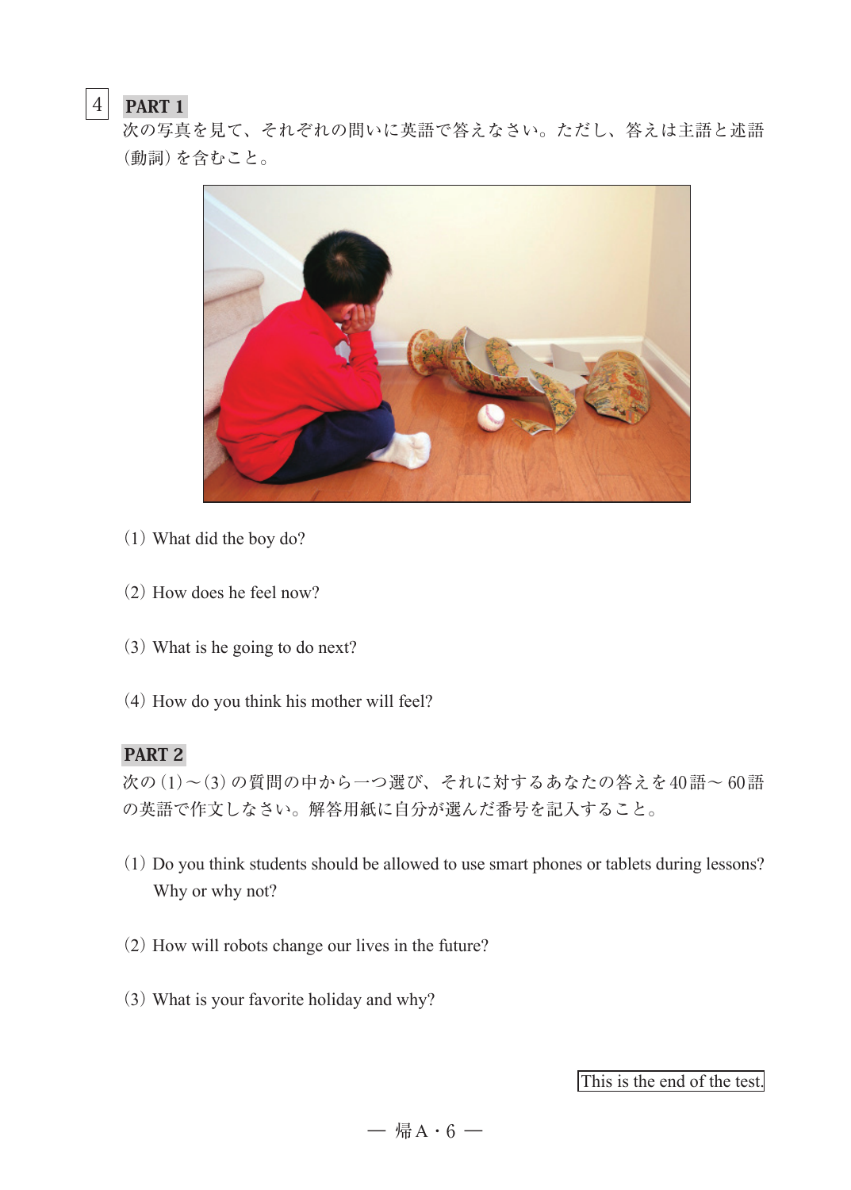4

**PART 1**

次の写真を見て、それぞれの問いに英語で答えなさい。ただし、答えは主語と述語（動詞）を含むこと。

(1) What did the boy do?

(2) How does he feel now?

(3) What is he going to do next?

(4) How do you think his mother will feel?

**PART 2**

次の (1)～(3) の質問の中から一つ選び、それに対するあなたの答えを40語～60語の英語で作文しなさい。解答用紙に自分が選んだ番号を記入すること。

(1) Do you think students should be allowed to use smart phones or tablets during lessons? Why or why not?

(2) How will robots change our lives in the future?

(3) What is your favorite holiday and why?

This is the end of the test.